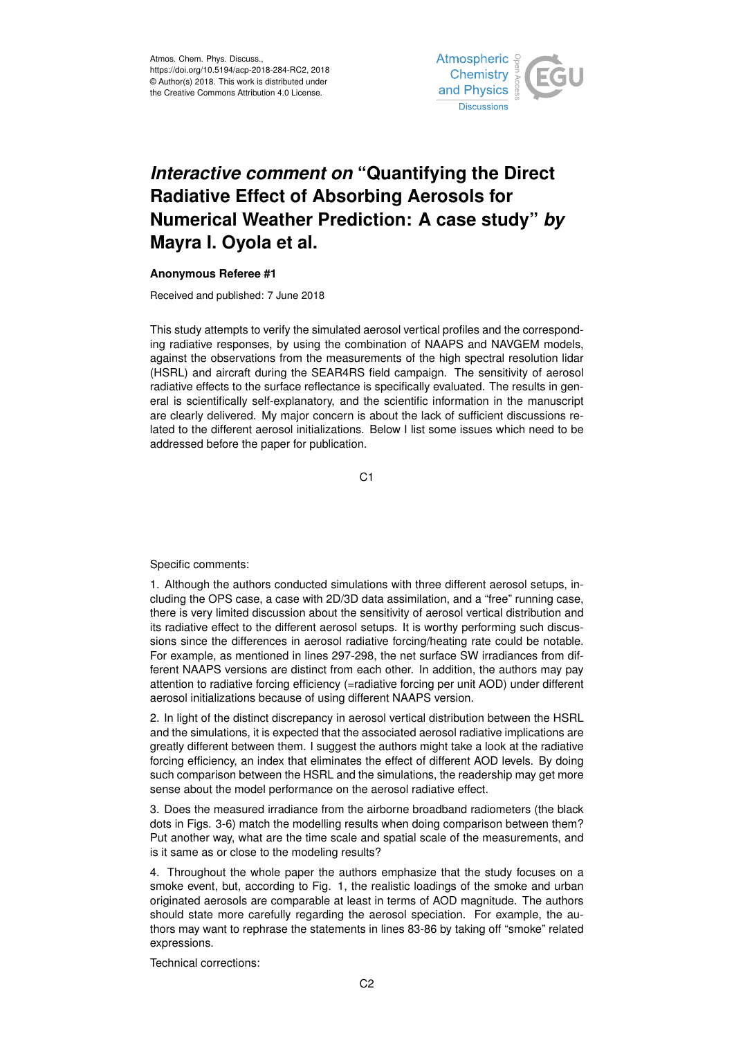# *Interactive comment on* "Quantifying the Direct Radiative Effect of Absorbing Aerosols for Numerical Weather Prediction: A case study" *by* Mayra I. Oyola et al.

**Anonymous Referee #1**

Received and published: 7 June 2018

This study attempts to verify the simulated aerosol vertical profiles and the corresponding radiative responses, by using the combination of NAAPS and NAVGEM models, against the observations from the measurements of the high spectral resolution lidar (HSRL) and aircraft during the SEAR4RS field campaign. The sensitivity of aerosol radiative effects to the surface reflectance is specifically evaluated. The results in general is scientifically self-explanatory, and the scientific information in the manuscript are clearly delivered. My major concern is about the lack of sufficient discussions related to the different aerosol initializations. Below I list some issues which need to be addressed before the paper for publication.

Specific comments:

1. Although the authors conducted simulations with three different aerosol setups, including the OPS case, a case with 2D/3D data assimilation, and a "free" running case, there is very limited discussion about the sensitivity of aerosol vertical distribution and its radiative effect to the different aerosol setups. It is worthy performing such discussions since the differences in aerosol radiative forcing/heating rate could be notable. For example, as mentioned in lines 297-298, the net surface SW irradiances from different NAAPS versions are distinct from each other. In addition, the authors may pay attention to radiative forcing efficiency (=radiative forcing per unit AOD) under different aerosol initializations because of using different NAAPS version.

2. In light of the distinct discrepancy in aerosol vertical distribution between the HSRL and the simulations, it is expected that the associated aerosol radiative implications are greatly different between them. I suggest the authors might take a look at the radiative forcing efficiency, an index that eliminates the effect of different AOD levels. By doing such comparison between the HSRL and the simulations, the readership may get more sense about the model performance on the aerosol radiative effect.

3. Does the measured irradiance from the airborne broadband radiometers (the black dots in Figs. 3-6) match the modelling results when doing comparison between them? Put another way, what are the time scale and spatial scale of the measurements, and is it same as or close to the modeling results?

4. Throughout the whole paper the authors emphasize that the study focuses on a smoke event, but, according to Fig. 1, the realistic loadings of the smoke and urban originated aerosols are comparable at least in terms of AOD magnitude. The authors should state more carefully regarding the aerosol speciation. For example, the authors may want to rephrase the statements in lines 83-86 by taking off "smoke" related expressions.

Technical corrections: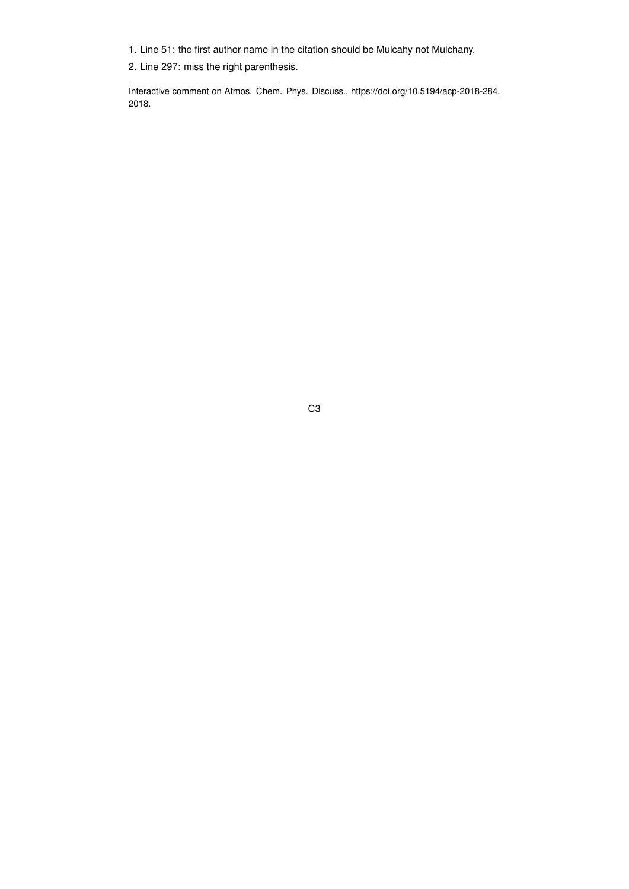1. Line 51: the first author name in the citation should be Mulcahy not Mulchany.
2. Line 297: miss the right parenthesis.

---

Interactive comment on Atmos. Chem. Phys. Discuss., https://doi.org/10.5194/acp-2018-284, 2018.